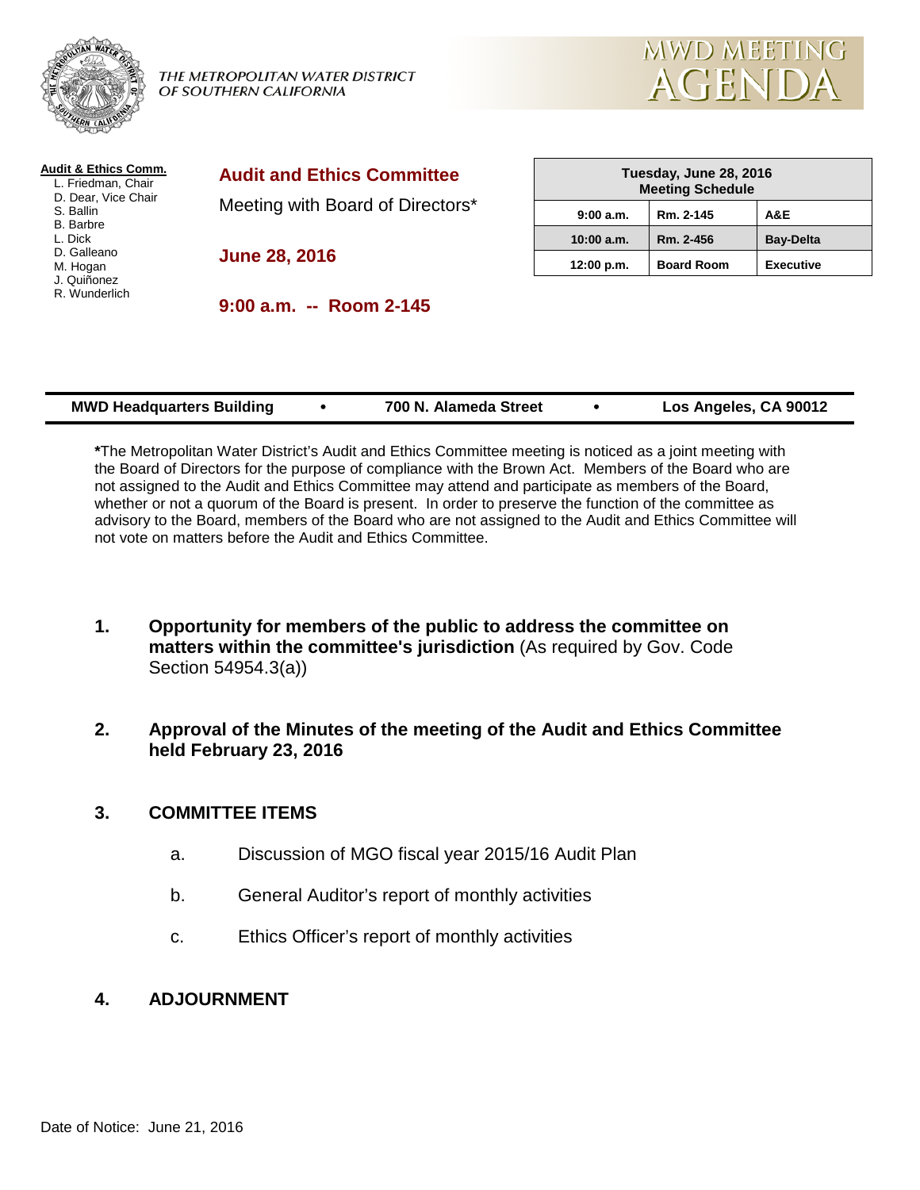THE METROPOLITAN WATER DISTRICT
OF SOUTHERN CALIFORNIA

# MWD MEETING AGENDA

**Audit & Ethics Comm.**
- L. Friedman, Chair
- D. Dear, Vice Chair
- S. Ballin
- B. Barbre
- L. Dick
- D. Galleano
- M. Hogan
- J. Quiñonez
- R. Wunderlich

## Audit and Ethics Committee

Meeting with Board of Directors*

**June 28, 2016**

**9:00 a.m. -- Room 2-145**

| Tuesday, June 28, 2016 Meeting Schedule | | |
|---|---|---|
| 9:00 a.m. | Rm. 2-145 | A&E |
| 10:00 a.m. | Rm. 2-456 | Bay-Delta |
| 12:00 p.m. | Board Room | Executive |

**MWD Headquarters Building • 700 N. Alameda Street • Los Angeles, CA 90012**

**\***The Metropolitan Water District's Audit and Ethics Committee meeting is noticed as a joint meeting with the Board of Directors for the purpose of compliance with the Brown Act. Members of the Board who are not assigned to the Audit and Ethics Committee may attend and participate as members of the Board, whether or not a quorum of the Board is present. In order to preserve the function of the committee as advisory to the Board, members of the Board who are not assigned to the Audit and Ethics Committee will not vote on matters before the Audit and Ethics Committee.

1. **Opportunity for members of the public to address the committee on matters within the committee's jurisdiction** (As required by Gov. Code Section 54954.3(a))

2. **Approval of the Minutes of the meeting of the Audit and Ethics Committee held February 23, 2016**

3. **COMMITTEE ITEMS**

   a. Discussion of MGO fiscal year 2015/16 Audit Plan

   b. General Auditor's report of monthly activities

   c. Ethics Officer's report of monthly activities

4. **ADJOURNMENT**

Date of Notice: June 21, 2016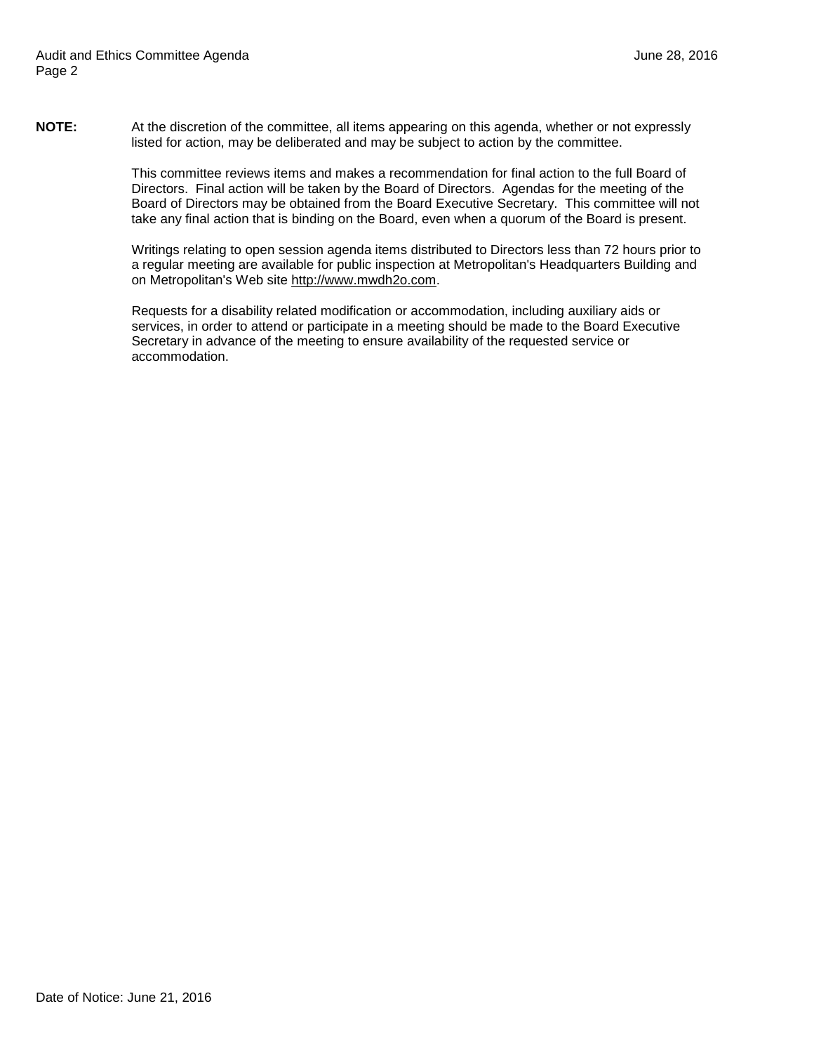**NOTE:** At the discretion of the committee, all items appearing on this agenda, whether or not expressly listed for action, may be deliberated and may be subject to action by the committee.

This committee reviews items and makes a recommendation for final action to the full Board of Directors. Final action will be taken by the Board of Directors. Agendas for the meeting of the Board of Directors may be obtained from the Board Executive Secretary. This committee will not take any final action that is binding on the Board, even when a quorum of the Board is present.

Writings relating to open session agenda items distributed to Directors less than 72 hours prior to a regular meeting are available for public inspection at Metropolitan's Headquarters Building and on Metropolitan's Web site http://www.mwdh2o.com.

Requests for a disability related modification or accommodation, including auxiliary aids or services, in order to attend or participate in a meeting should be made to the Board Executive Secretary in advance of the meeting to ensure availability of the requested service or accommodation.

Date of Notice: June 21, 2016